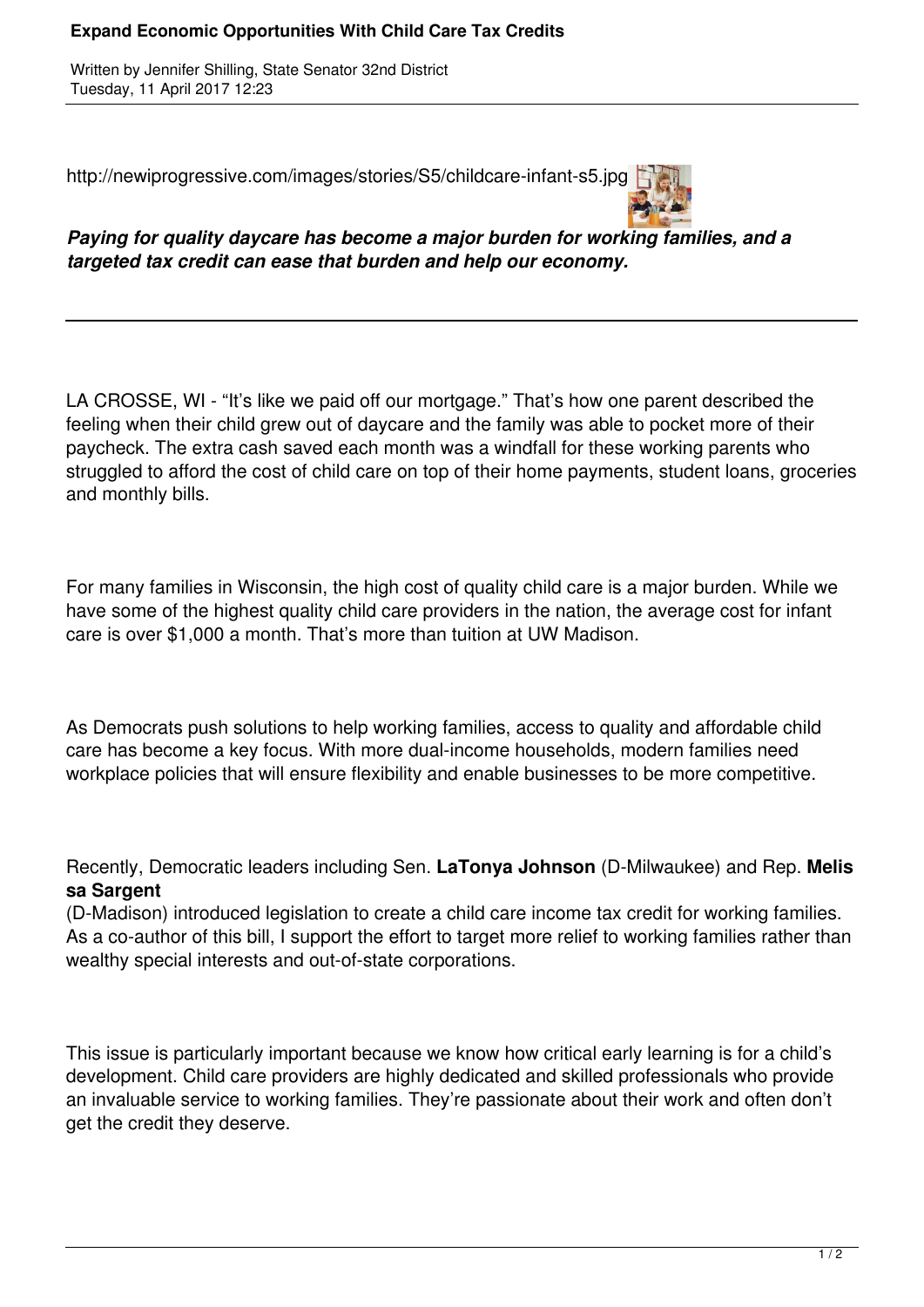# Expand Economic Opportunities With Child Care Tax Credits

Written by Jennifer Shilling, State Senator 32nd District
Tuesday, 11 April 2017 12:23

http://newiprogressive.com/images/stories/S5/childcare-infant-s5.jpg

***Paying for quality daycare has become a major burden for working families, and a targeted tax credit can ease that burden and help our economy.***

---

LA CROSSE, WI - "It's like we paid off our mortgage." That's how one parent described the feeling when their child grew out of daycare and the family was able to pocket more of their paycheck. The extra cash saved each month was a windfall for these working parents who struggled to afford the cost of child care on top of their home payments, student loans, groceries and monthly bills.

For many families in Wisconsin, the high cost of quality child care is a major burden. While we have some of the highest quality child care providers in the nation, the average cost for infant care is over $1,000 a month. That's more than tuition at UW Madison.

As Democrats push solutions to help working families, access to quality and affordable child care has become a key focus. With more dual-income households, modern families need workplace policies that will ensure flexibility and enable businesses to be more competitive.

Recently, Democratic leaders including Sen. **LaTonya Johnson** (D-Milwaukee) and Rep. **Melissa Sargent** (D-Madison) introduced legislation to create a child care income tax credit for working families. As a co-author of this bill, I support the effort to target more relief to working families rather than wealthy special interests and out-of-state corporations.

This issue is particularly important because we know how critical early learning is for a child's development. Child care providers are highly dedicated and skilled professionals who provide an invaluable service to working families. They're passionate about their work and often don't get the credit they deserve.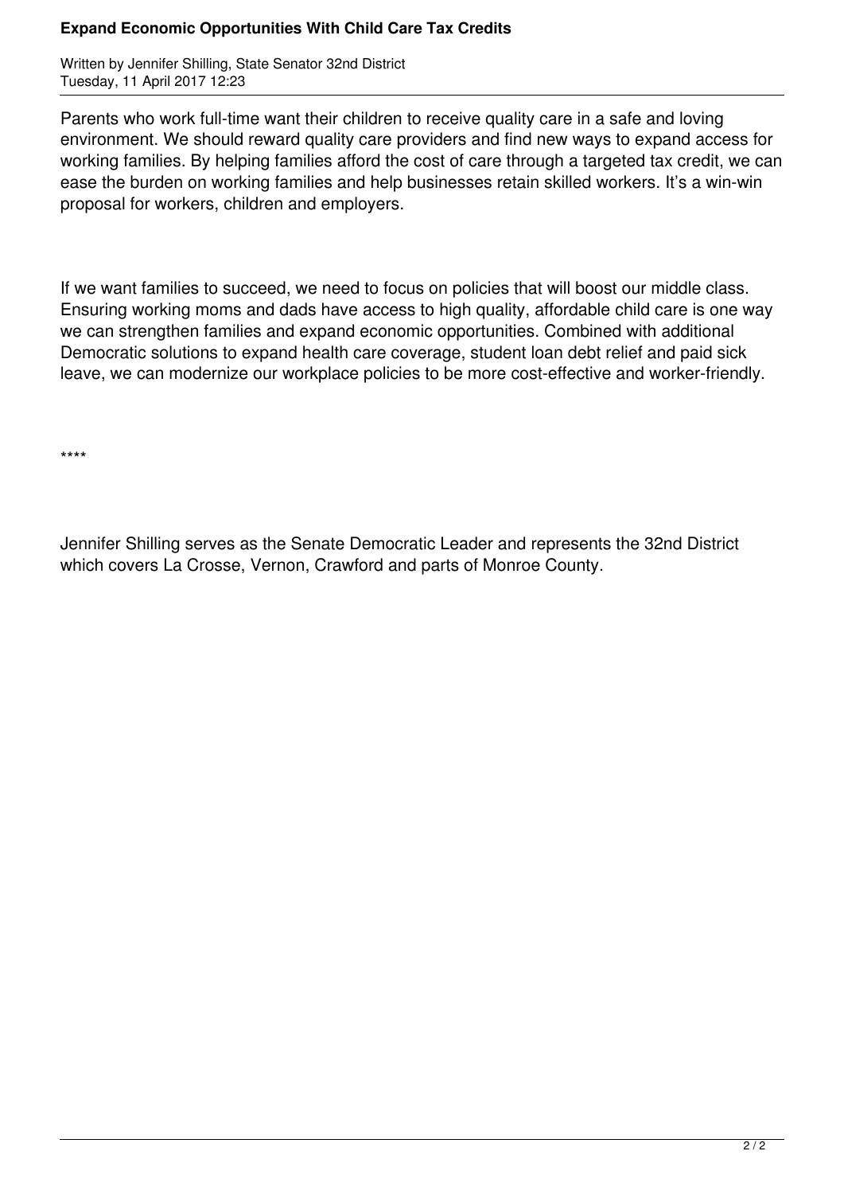Parents who work full-time want their children to receive quality care in a safe and loving environment. We should reward quality care providers and find new ways to expand access for working families. By helping families afford the cost of care through a targeted tax credit, we can ease the burden on working families and help businesses retain skilled workers. It's a win-win proposal for workers, children and employers.

If we want families to succeed, we need to focus on policies that will boost our middle class. Ensuring working moms and dads have access to high quality, affordable child care is one way we can strengthen families and expand economic opportunities. Combined with additional Democratic solutions to expand health care coverage, student loan debt relief and paid sick leave, we can modernize our workplace policies to be more cost-effective and worker-friendly.

****

Jennifer Shilling serves as the Senate Democratic Leader and represents the 32nd District which covers La Crosse, Vernon, Crawford and parts of Monroe County.